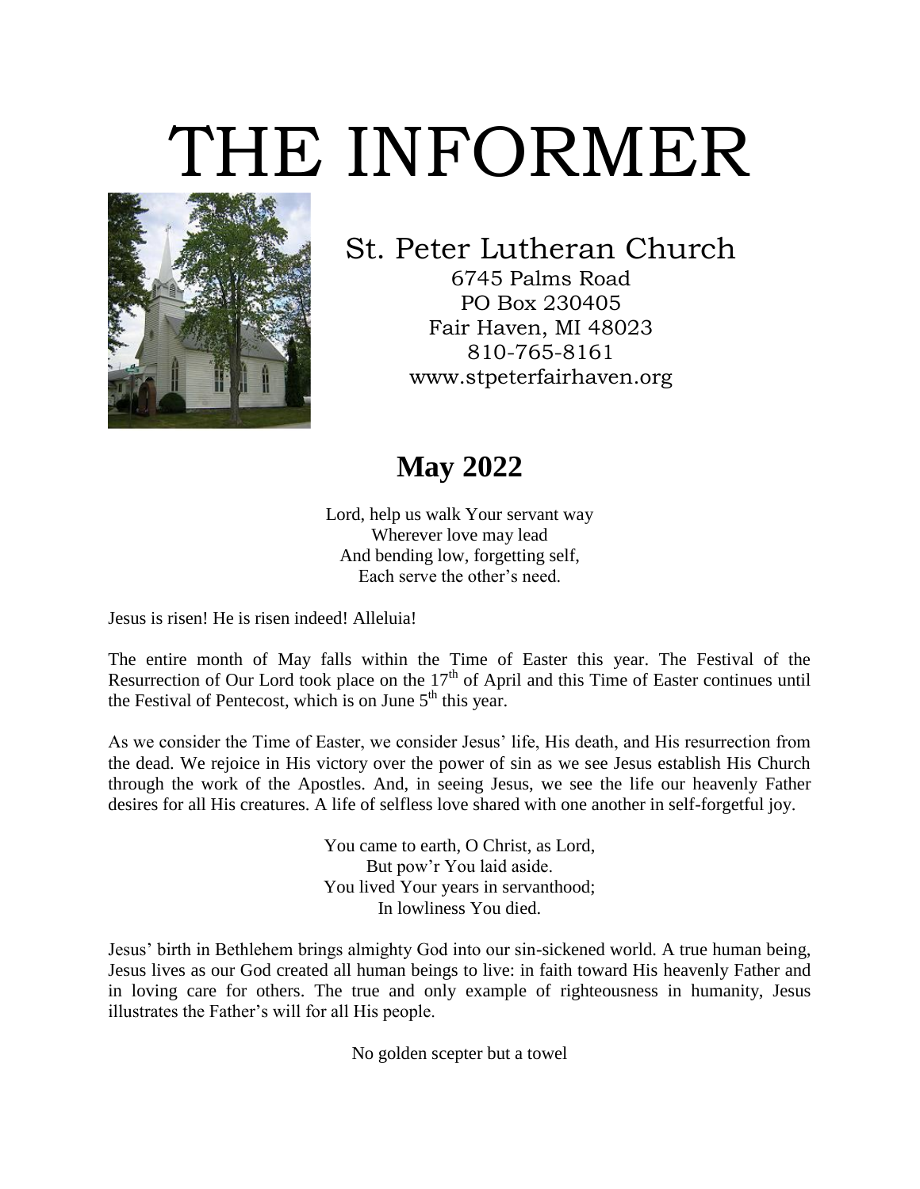# THE INFORMER

St. Peter Lutheran Church
6745 Palms Road
PO Box 230405
Fair Haven, MI 48023
810-765-8161
www.stpeterfairhaven.org

## May 2022

Lord, help us walk Your servant way
Wherever love may lead
And bending low, forgetting self,
Each serve the other's need.

Jesus is risen! He is risen indeed! Alleluia!

The entire month of May falls within the Time of Easter this year. The Festival of the Resurrection of Our Lord took place on the 17th of April and this Time of Easter continues until the Festival of Pentecost, which is on June 5th this year.

As we consider the Time of Easter, we consider Jesus' life, His death, and His resurrection from the dead. We rejoice in His victory over the power of sin as we see Jesus establish His Church through the work of the Apostles. And, in seeing Jesus, we see the life our heavenly Father desires for all His creatures. A life of selfless love shared with one another in self-forgetful joy.

You came to earth, O Christ, as Lord,
But pow'r You laid aside.
You lived Your years in servanthood;
In lowliness You died.

Jesus' birth in Bethlehem brings almighty God into our sin-sickened world. A true human being, Jesus lives as our God created all human beings to live: in faith toward His heavenly Father and in loving care for others. The true and only example of righteousness in humanity, Jesus illustrates the Father's will for all His people.

No golden scepter but a towel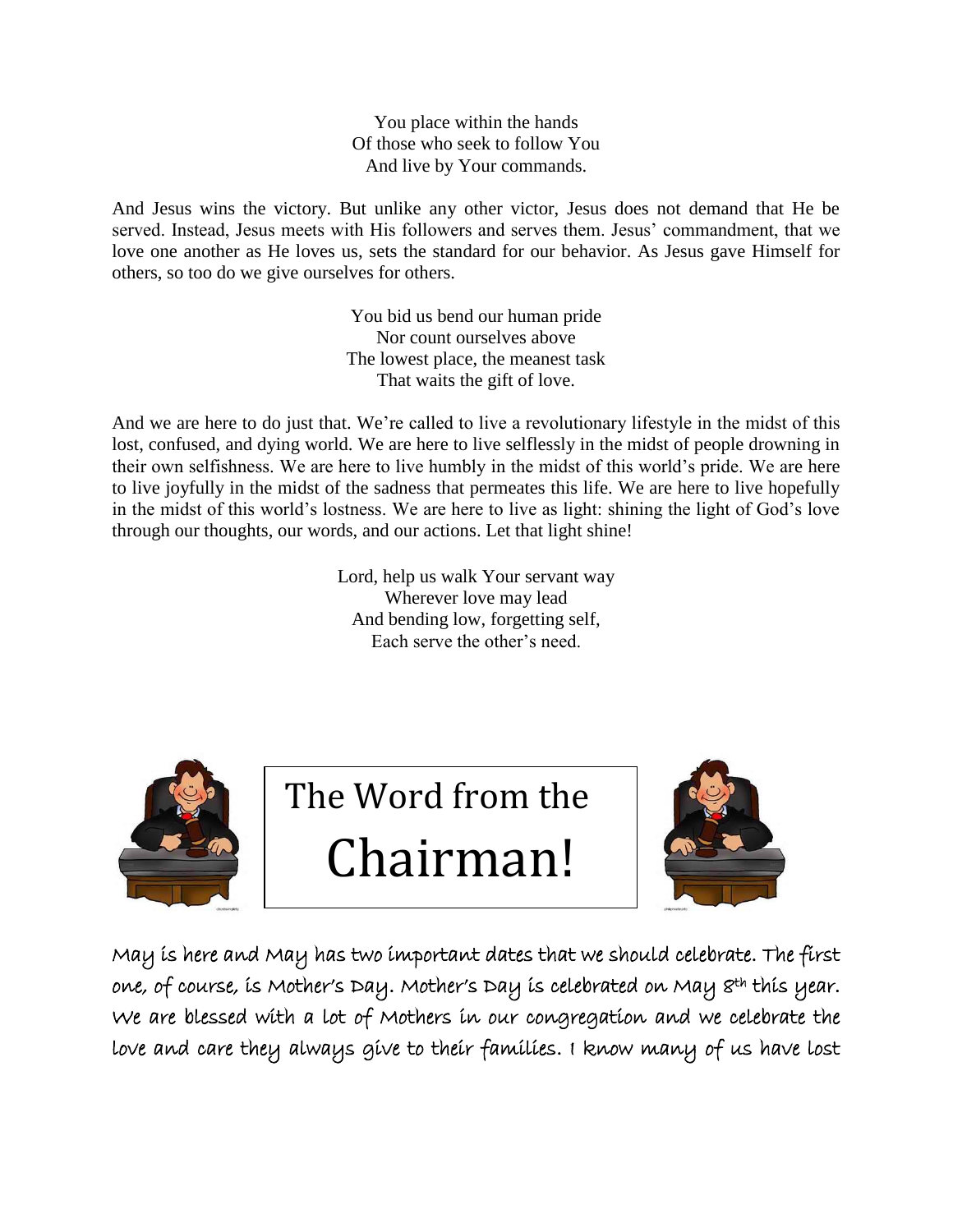You place within the hands
Of those who seek to follow You
And live by Your commands.

And Jesus wins the victory. But unlike any other victor, Jesus does not demand that He be served. Instead, Jesus meets with His followers and serves them. Jesus' commandment, that we love one another as He loves us, sets the standard for our behavior. As Jesus gave Himself for others, so too do we give ourselves for others.

You bid us bend our human pride
Nor count ourselves above
The lowest place, the meanest task
That waits the gift of love.

And we are here to do just that. We're called to live a revolutionary lifestyle in the midst of this lost, confused, and dying world. We are here to live selflessly in the midst of people drowning in their own selfishness. We are here to live humbly in the midst of this world's pride. We are here to live joyfully in the midst of the sadness that permeates this life. We are here to live hopefully in the midst of this world's lostness. We are here to live as light: shining the light of God's love through our thoughts, our words, and our actions. Let that light shine!

Lord, help us walk Your servant way
Wherever love may lead
And bending low, forgetting self,
Each serve the other's need.

# The Word from the Chairman!

May is here and May has two important dates that we should celebrate. The first one, of course, is Mother's Day. Mother's Day is celebrated on May 8th this year. We are blessed with a lot of Mothers in our congregation and we celebrate the love and care they always give to their families. I know many of us have lost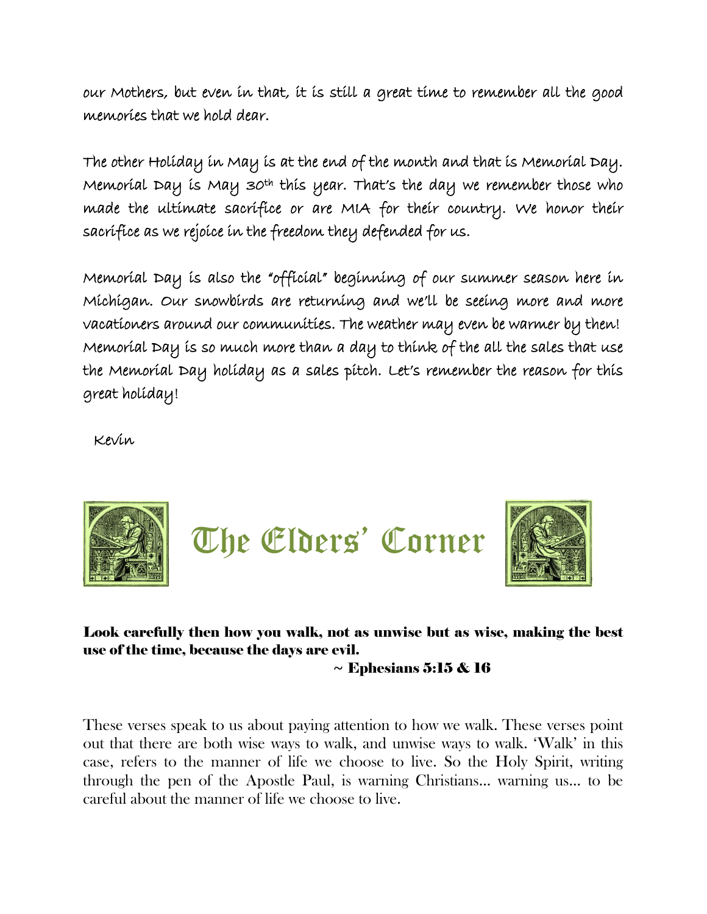our Mothers, but even in that, it is still a great time to remember all the good memories that we hold dear.

The other Holiday in May is at the end of the month and that is Memorial Day. Memorial Day is May 30th this year. That's the day we remember those who made the ultimate sacrifice or are MIA for their country. We honor their sacrifice as we rejoice in the freedom they defended for us.

Memorial Day is also the "official" beginning of our summer season here in Michigan. Our snowbirds are returning and we'll be seeing more and more vacationers around our communities. The weather may even be warmer by then! Memorial Day is so much more than a day to think of the all the sales that use the Memorial Day holiday as a sales pitch. Let's remember the reason for this great holiday!

Kevin

# The Elders' Corner

**Look carefully then how you walk, not as unwise but as wise, making the best use of the time, because the days are evil.**
**~ Ephesians 5:15 & 16**

These verses speak to us about paying attention to how we walk. These verses point out that there are both wise ways to walk, and unwise ways to walk. 'Walk' in this case, refers to the manner of life we choose to live. So the Holy Spirit, writing through the pen of the Apostle Paul, is warning Christians... warning us... to be careful about the manner of life we choose to live.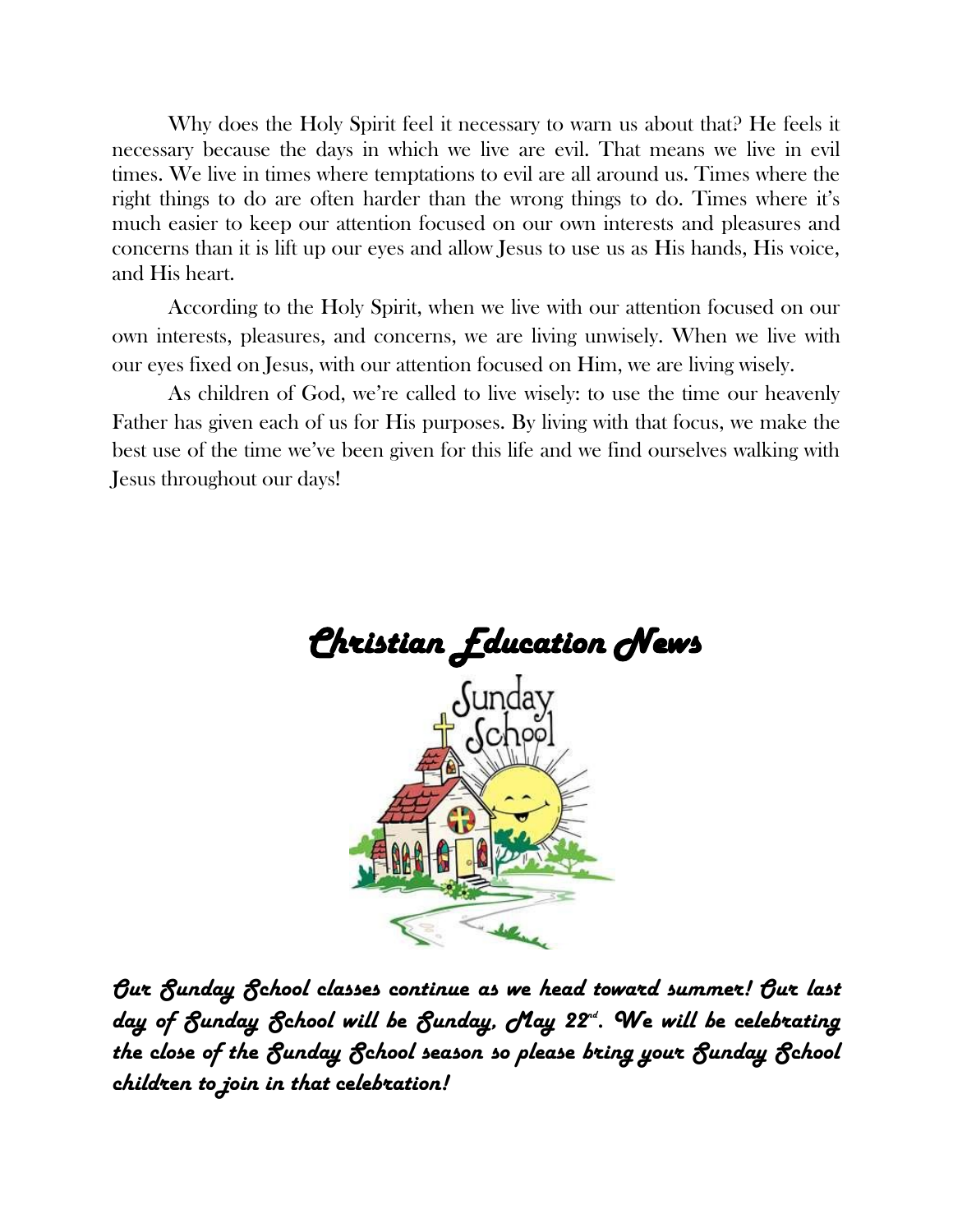Why does the Holy Spirit feel it necessary to warn us about that? He feels it necessary because the days in which we live are evil. That means we live in evil times. We live in times where temptations to evil are all around us. Times where the right things to do are often harder than the wrong things to do. Times where it's much easier to keep our attention focused on our own interests and pleasures and concerns than it is lift up our eyes and allow Jesus to use us as His hands, His voice, and His heart.

According to the Holy Spirit, when we live with our attention focused on our own interests, pleasures, and concerns, we are living unwisely. When we live with our eyes fixed on Jesus, with our attention focused on Him, we are living wisely.

As children of God, we're called to live wisely: to use the time our heavenly Father has given each of us for His purposes. By living with that focus, we make the best use of the time we've been given for this life and we find ourselves walking with Jesus throughout our days!

## *Christian Education News*

***Our Sunday School classes continue as we head toward summer! Our last day of Sunday School will be Sunday, May 22nd. We will be celebrating the close of the Sunday School season so please bring your Sunday School children to join in that celebration!***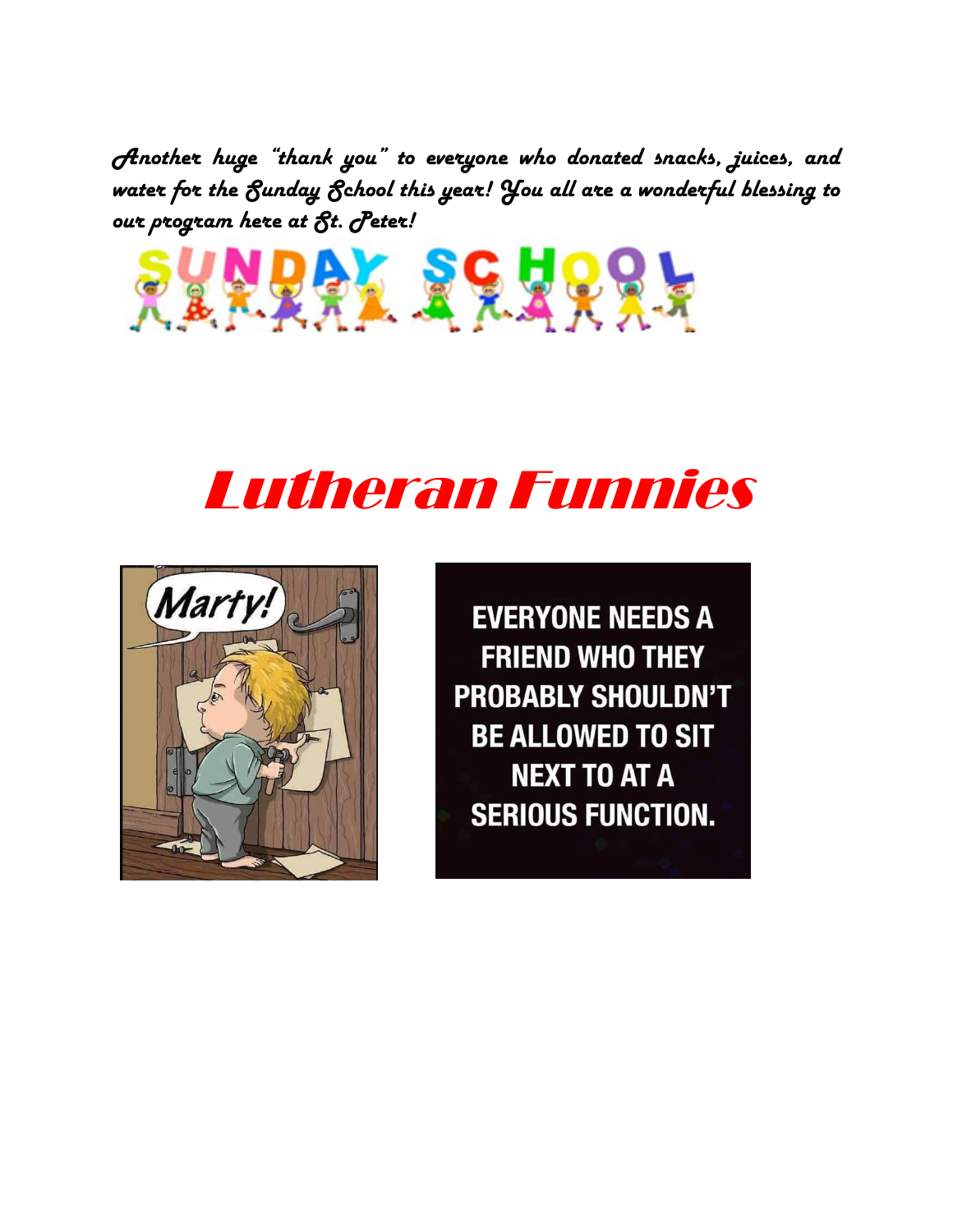*Another huge "thank you" to everyone who donated snacks, juices, and water for the Sunday School this year! You all are a wonderful blessing to our program here at St. Peter!*

SUNDAY SCHOOL

# Lutheran Funnies

Marty!

EVERYONE NEEDS A FRIEND WHO THEY PROBABLY SHOULDN'T BE ALLOWED TO SIT NEXT TO AT A SERIOUS FUNCTION.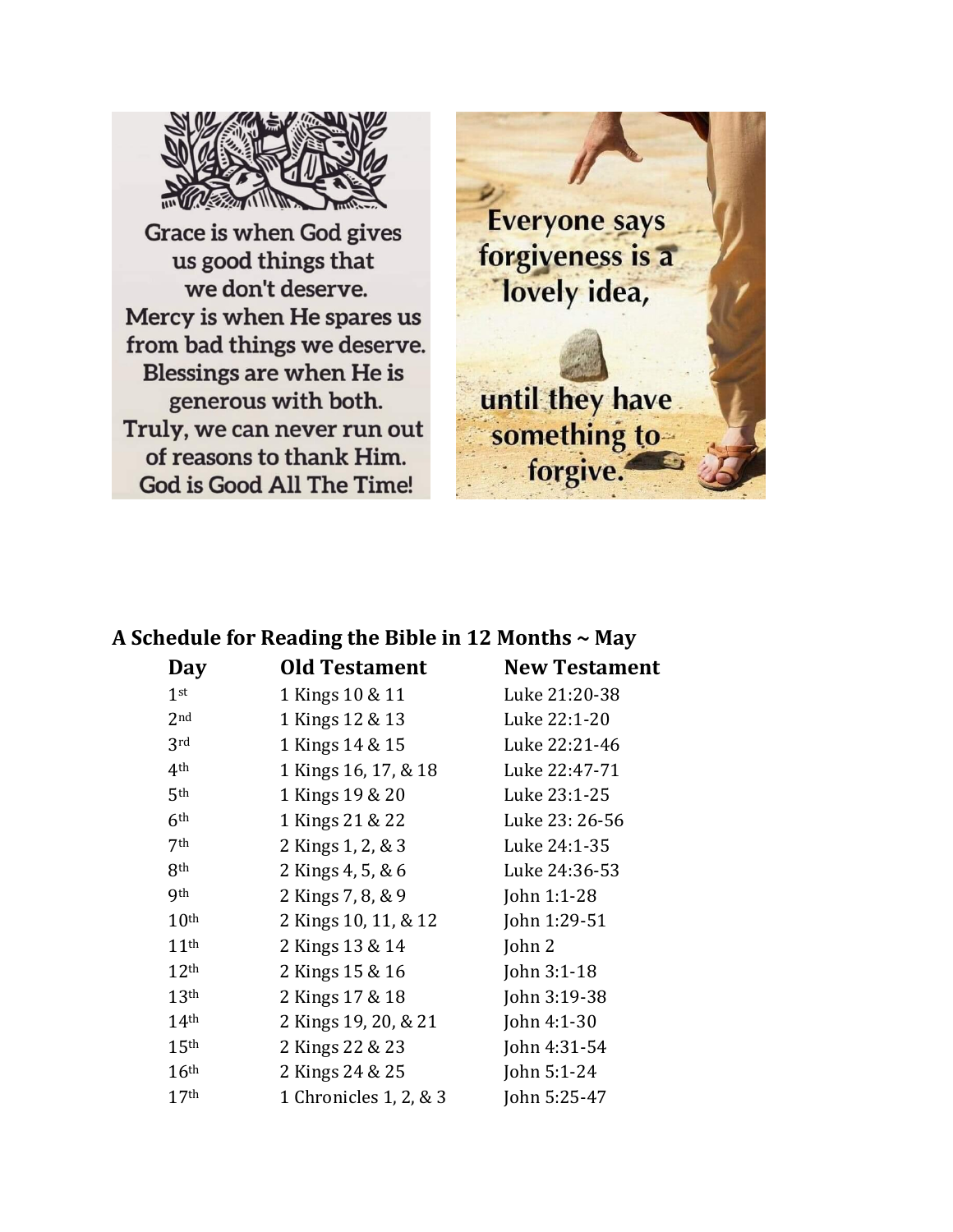Grace is when God gives us good things that we don't deserve. Mercy is when He spares us from bad things we deserve. Blessings are when He is generous with both. Truly, we can never run out of reasons to thank Him. God is Good All The Time!

Everyone says forgiveness is a lovely idea, until they have something to forgive.

## A Schedule for Reading the Bible in 12 Months ~ May

| Day | Old Testament | New Testament |
|---|---|---|
| 1st | 1 Kings 10 & 11 | Luke 21:20-38 |
| 2nd | 1 Kings 12 & 13 | Luke 22:1-20 |
| 3rd | 1 Kings 14 & 15 | Luke 22:21-46 |
| 4th | 1 Kings 16, 17, & 18 | Luke 22:47-71 |
| 5th | 1 Kings 19 & 20 | Luke 23:1-25 |
| 6th | 1 Kings 21 & 22 | Luke 23: 26-56 |
| 7th | 2 Kings 1, 2, & 3 | Luke 24:1-35 |
| 8th | 2 Kings 4, 5, & 6 | Luke 24:36-53 |
| 9th | 2 Kings 7, 8, & 9 | John 1:1-28 |
| 10th | 2 Kings 10, 11, & 12 | John 1:29-51 |
| 11th | 2 Kings 13 & 14 | John 2 |
| 12th | 2 Kings 15 & 16 | John 3:1-18 |
| 13th | 2 Kings 17 & 18 | John 3:19-38 |
| 14th | 2 Kings 19, 20, & 21 | John 4:1-30 |
| 15th | 2 Kings 22 & 23 | John 4:31-54 |
| 16th | 2 Kings 24 & 25 | John 5:1-24 |
| 17th | 1 Chronicles 1, 2, & 3 | John 5:25-47 |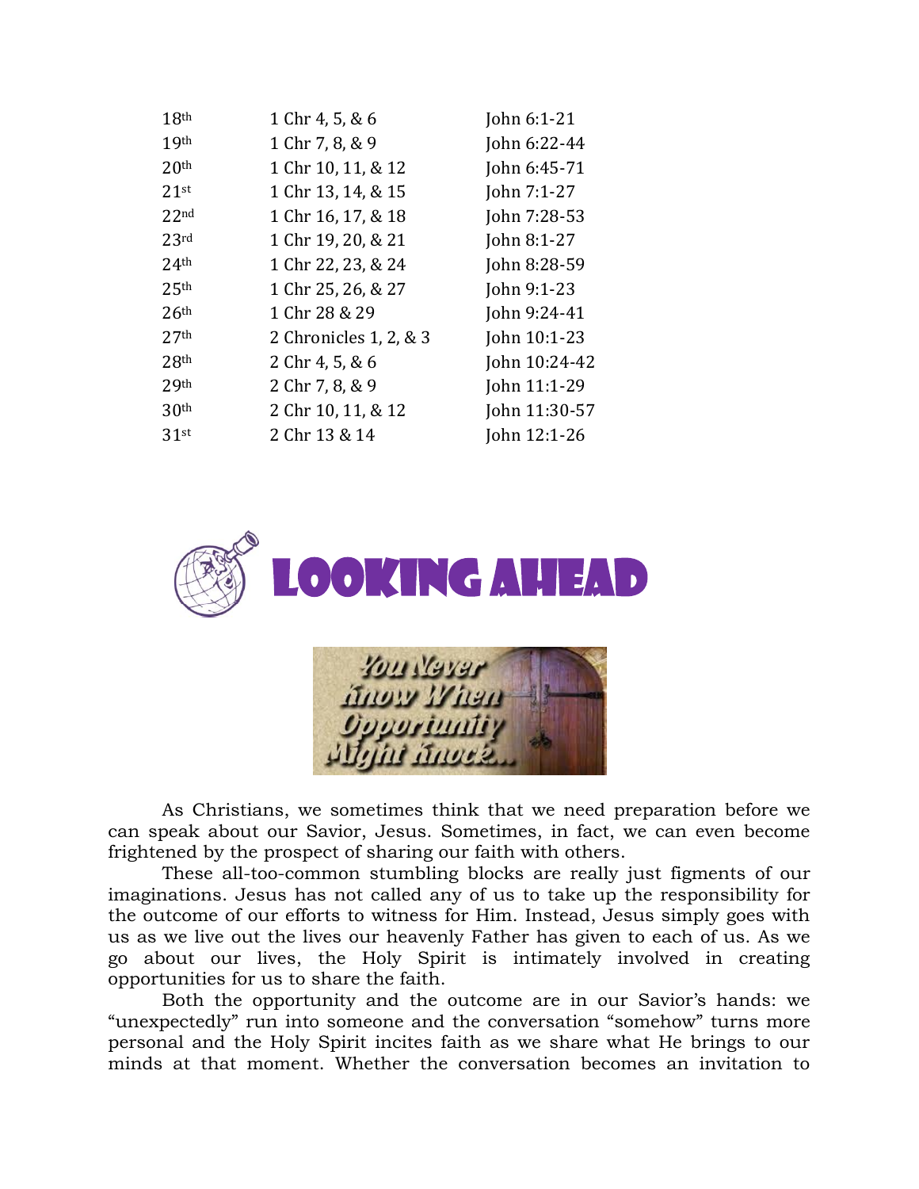| | | |
|---|---|---|
| 18th | 1 Chr 4, 5, & 6 | John 6:1-21 |
| 19th | 1 Chr 7, 8, & 9 | John 6:22-44 |
| 20th | 1 Chr 10, 11, & 12 | John 6:45-71 |
| 21st | 1 Chr 13, 14, & 15 | John 7:1-27 |
| 22nd | 1 Chr 16, 17, & 18 | John 7:28-53 |
| 23rd | 1 Chr 19, 20, & 21 | John 8:1-27 |
| 24th | 1 Chr 22, 23, & 24 | John 8:28-59 |
| 25th | 1 Chr 25, 26, & 27 | John 9:1-23 |
| 26th | 1 Chr 28 & 29 | John 9:24-41 |
| 27th | 2 Chronicles 1, 2, & 3 | John 10:1-23 |
| 28th | 2 Chr 4, 5, & 6 | John 10:24-42 |
| 29th | 2 Chr 7, 8, & 9 | John 11:1-29 |
| 30th | 2 Chr 10, 11, & 12 | John 11:30-57 |
| 31st | 2 Chr 13 & 14 | John 12:1-26 |

# LOOKING AHEAD

## You Never Know When Opportunity Might Knock...

As Christians, we sometimes think that we need preparation before we can speak about our Savior, Jesus. Sometimes, in fact, we can even become frightened by the prospect of sharing our faith with others.

These all-too-common stumbling blocks are really just figments of our imaginations. Jesus has not called any of us to take up the responsibility for the outcome of our efforts to witness for Him. Instead, Jesus simply goes with us as we live out the lives our heavenly Father has given to each of us. As we go about our lives, the Holy Spirit is intimately involved in creating opportunities for us to share the faith.

Both the opportunity and the outcome are in our Savior's hands: we "unexpectedly" run into someone and the conversation "somehow" turns more personal and the Holy Spirit incites faith as we share what He brings to our minds at that moment. Whether the conversation becomes an invitation to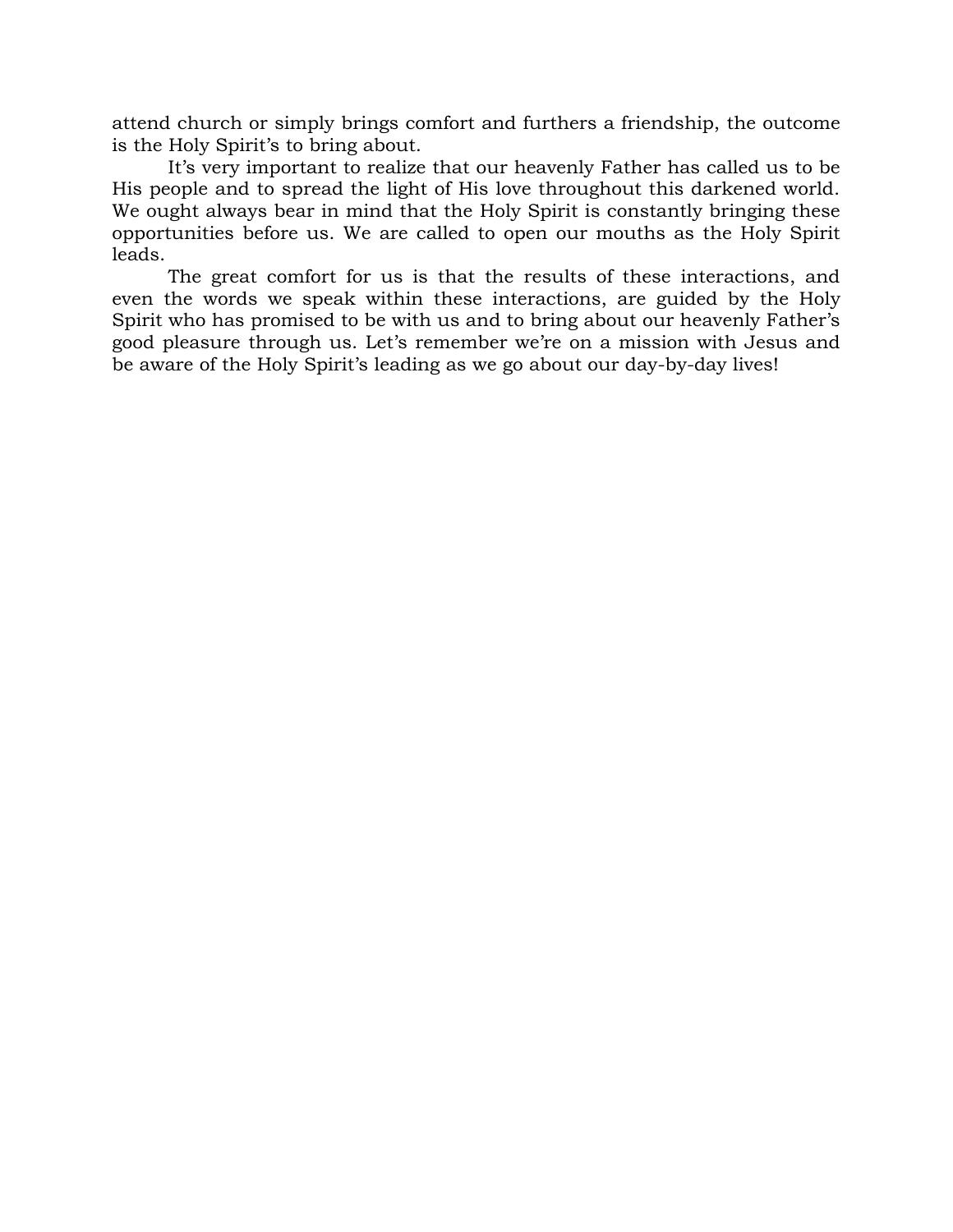attend church or simply brings comfort and furthers a friendship, the outcome is the Holy Spirit's to bring about.

It's very important to realize that our heavenly Father has called us to be His people and to spread the light of His love throughout this darkened world. We ought always bear in mind that the Holy Spirit is constantly bringing these opportunities before us. We are called to open our mouths as the Holy Spirit leads.

The great comfort for us is that the results of these interactions, and even the words we speak within these interactions, are guided by the Holy Spirit who has promised to be with us and to bring about our heavenly Father's good pleasure through us. Let's remember we're on a mission with Jesus and be aware of the Holy Spirit's leading as we go about our day-by-day lives!